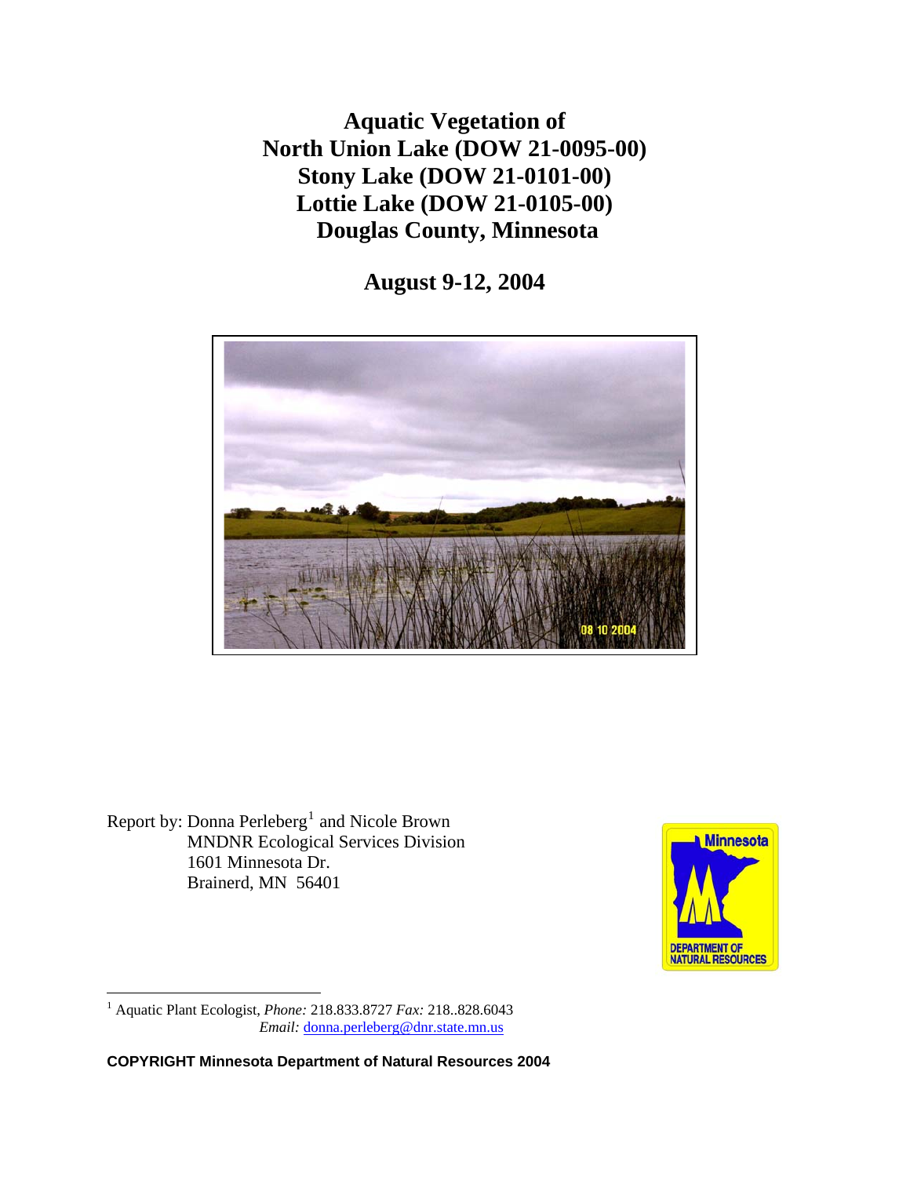# Aquatic Vegetation of North Union Lake (DOW 21-0095-00) Stony Lake (DOW 21-0101-00) Lottie Lake (DOW 21-0105-00) Douglas County, Minnesota

## August 9-12, 2004

Report by: Donna Perleberg[1] and Nicole Brown
MNDNR Ecological Services Division
1601 Minnesota Dr.
Brainerd, MN 56401

[1] Aquatic Plant Ecologist, *Phone:* 218.833.8727 *Fax:* 218..828.6043
*Email:* donna.perleberg@dnr.state.mn.us

**COPYRIGHT Minnesota Department of Natural Resources 2004**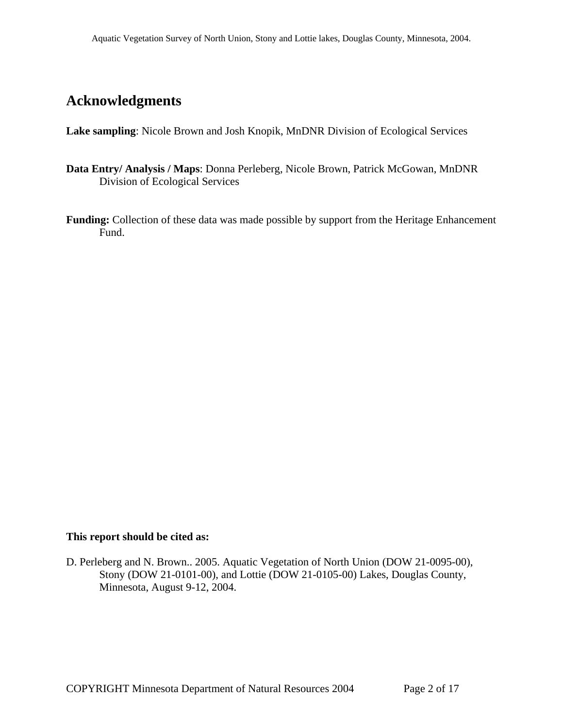# Acknowledgments

**Lake sampling**: Nicole Brown and Josh Knopik, MnDNR Division of Ecological Services

**Data Entry/ Analysis / Maps**: Donna Perleberg, Nicole Brown, Patrick McGowan, MnDNR Division of Ecological Services

**Funding:** Collection of these data was made possible by support from the Heritage Enhancement Fund.

**This report should be cited as:**

D. Perleberg and N. Brown.. 2005. Aquatic Vegetation of North Union (DOW 21-0095-00), Stony (DOW 21-0101-00), and Lottie (DOW 21-0105-00) Lakes, Douglas County, Minnesota, August 9-12, 2004.

COPYRIGHT Minnesota Department of Natural Resources 2004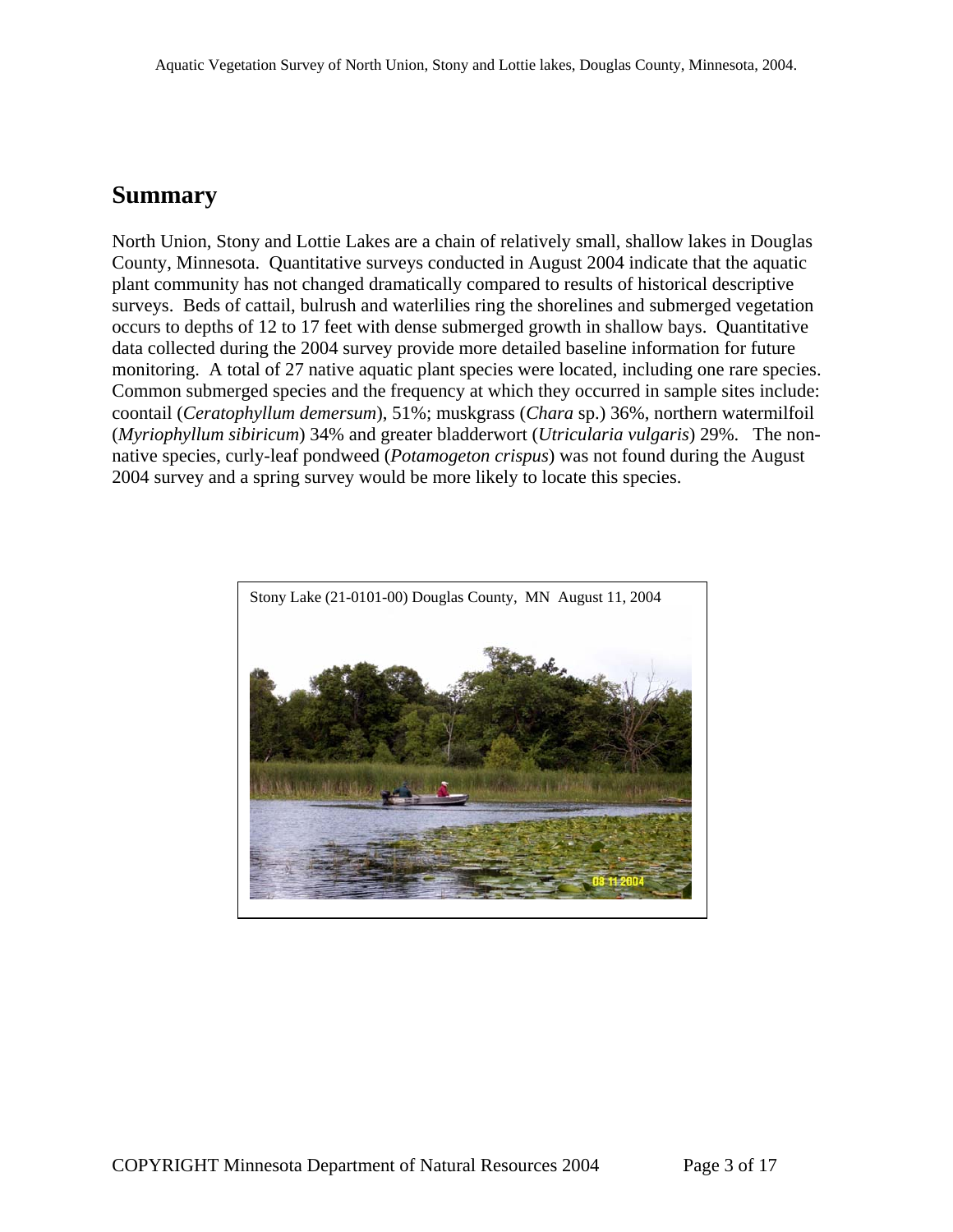## Summary

North Union, Stony and Lottie Lakes are a chain of relatively small, shallow lakes in Douglas County, Minnesota. Quantitative surveys conducted in August 2004 indicate that the aquatic plant community has not changed dramatically compared to results of historical descriptive surveys. Beds of cattail, bulrush and waterlilies ring the shorelines and submerged vegetation occurs to depths of 12 to 17 feet with dense submerged growth in shallow bays. Quantitative data collected during the 2004 survey provide more detailed baseline information for future monitoring. A total of 27 native aquatic plant species were located, including one rare species. Common submerged species and the frequency at which they occurred in sample sites include: coontail (*Ceratophyllum demersum*), 51%; muskgrass (*Chara* sp.) 36%, northern watermilfoil (*Myriophyllum sibiricum*) 34% and greater bladderwort (*Utricularia vulgaris*) 29%. The non-native species, curly-leaf pondweed (*Potamogeton crispus*) was not found during the August 2004 survey and a spring survey would be more likely to locate this species.

Stony Lake (21-0101-00) Douglas County, MN August 11, 2004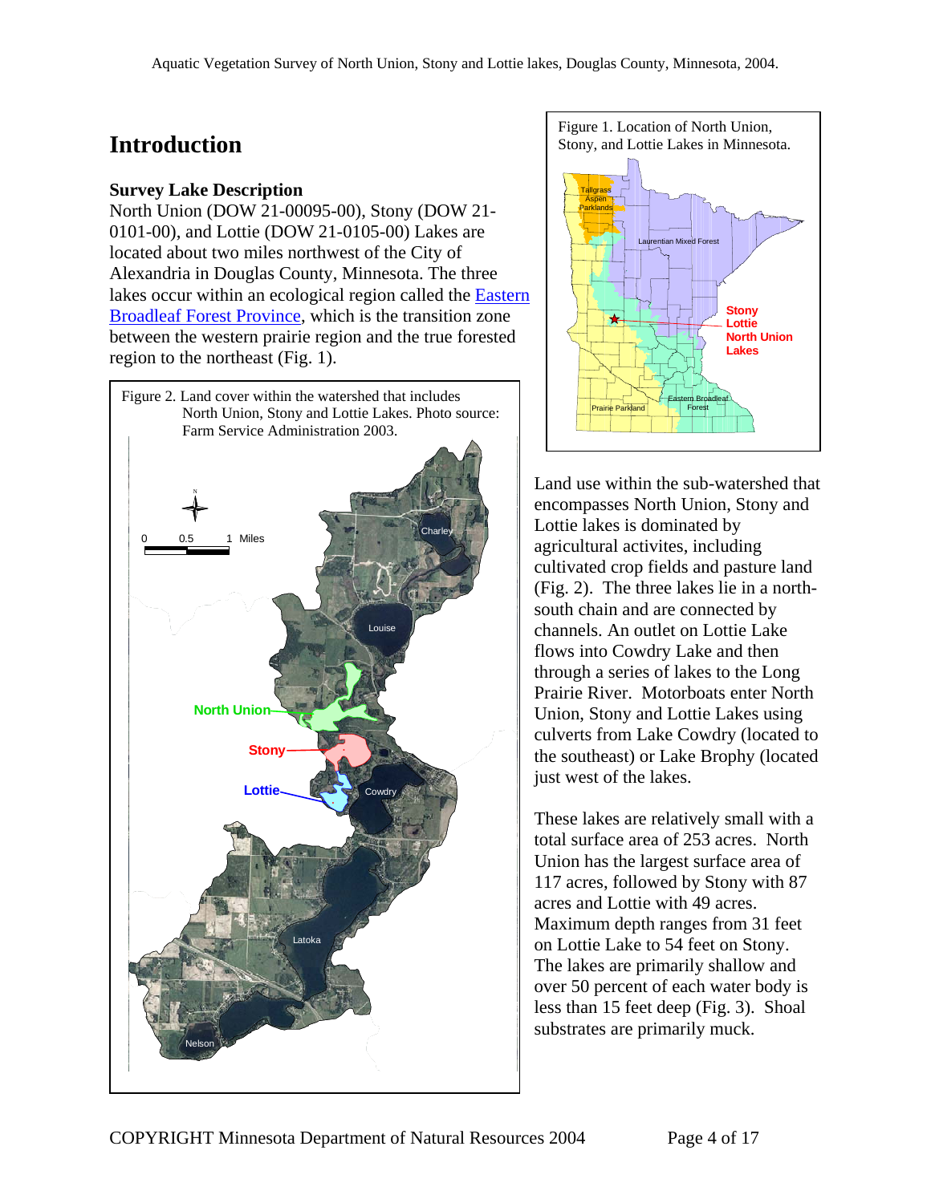# Introduction

## Survey Lake Description

North Union (DOW 21-00095-00), Stony (DOW 21-0101-00), and Lottie (DOW 21-0105-00) Lakes are located about two miles northwest of the City of Alexandria in Douglas County, Minnesota. The three lakes occur within an ecological region called the Eastern Broadleaf Forest Province, which is the transition zone between the western prairie region and the true forested region to the northeast (Fig. 1).

Figure 1. Location of North Union, Stony, and Lottie Lakes in Minnesota.

Figure 2. Land cover within the watershed that includes North Union, Stony and Lottie Lakes. Photo source: Farm Service Administration 2003.

Land use within the sub-watershed that encompasses North Union, Stony and Lottie lakes is dominated by agricultural activites, including cultivated crop fields and pasture land (Fig. 2). The three lakes lie in a north-south chain and are connected by channels. An outlet on Lottie Lake flows into Cowdry Lake and then through a series of lakes to the Long Prairie River. Motorboats enter North Union, Stony and Lottie Lakes using culverts from Lake Cowdry (located to the southeast) or Lake Brophy (located just west of the lakes.

These lakes are relatively small with a total surface area of 253 acres. North Union has the largest surface area of 117 acres, followed by Stony with 87 acres and Lottie with 49 acres. Maximum depth ranges from 31 feet on Lottie Lake to 54 feet on Stony. The lakes are primarily shallow and over 50 percent of each water body is less than 15 feet deep (Fig. 3). Shoal substrates are primarily muck.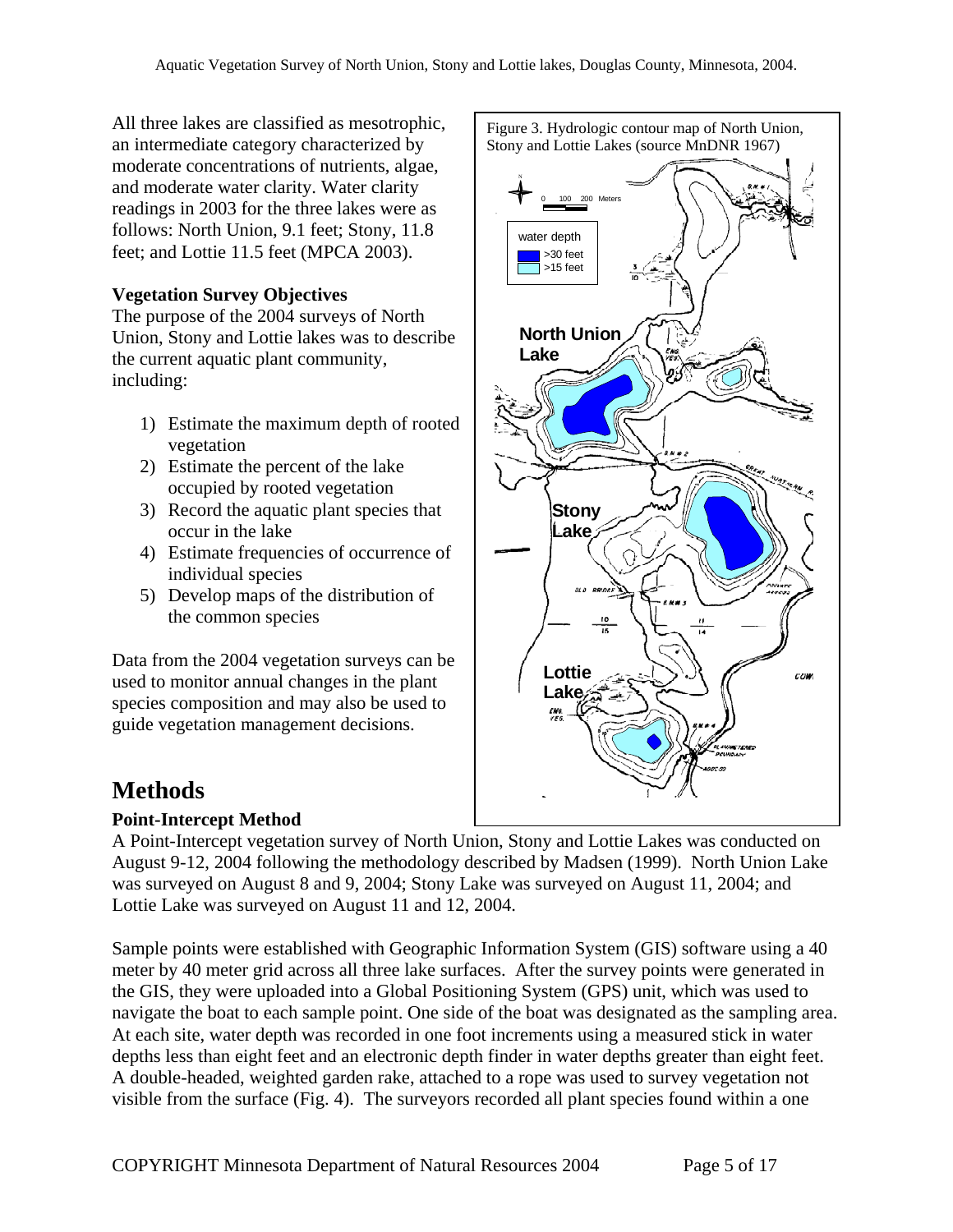All three lakes are classified as mesotrophic, an intermediate category characterized by moderate concentrations of nutrients, algae, and moderate water clarity. Water clarity readings in 2003 for the three lakes were as follows: North Union, 9.1 feet; Stony, 11.8 feet; and Lottie 11.5 feet (MPCA 2003).

Figure 3. Hydrologic contour map of North Union, Stony and Lottie Lakes (source MnDNR 1967)

### Vegetation Survey Objectives

The purpose of the 2004 surveys of North Union, Stony and Lottie lakes was to describe the current aquatic plant community, including:

1) Estimate the maximum depth of rooted vegetation
2) Estimate the percent of the lake occupied by rooted vegetation
3) Record the aquatic plant species that occur in the lake
4) Estimate frequencies of occurrence of individual species
5) Develop maps of the distribution of the common species

Data from the 2004 vegetation surveys can be used to monitor annual changes in the plant species composition and may also be used to guide vegetation management decisions.

## Methods

### Point-Intercept Method

A Point-Intercept vegetation survey of North Union, Stony and Lottie Lakes was conducted on August 9-12, 2004 following the methodology described by Madsen (1999). North Union Lake was surveyed on August 8 and 9, 2004; Stony Lake was surveyed on August 11, 2004; and Lottie Lake was surveyed on August 11 and 12, 2004.

Sample points were established with Geographic Information System (GIS) software using a 40 meter by 40 meter grid across all three lake surfaces. After the survey points were generated in the GIS, they were uploaded into a Global Positioning System (GPS) unit, which was used to navigate the boat to each sample point. One side of the boat was designated as the sampling area. At each site, water depth was recorded in one foot increments using a measured stick in water depths less than eight feet and an electronic depth finder in water depths greater than eight feet. A double-headed, weighted garden rake, attached to a rope was used to survey vegetation not visible from the surface (Fig. 4). The surveyors recorded all plant species found within a one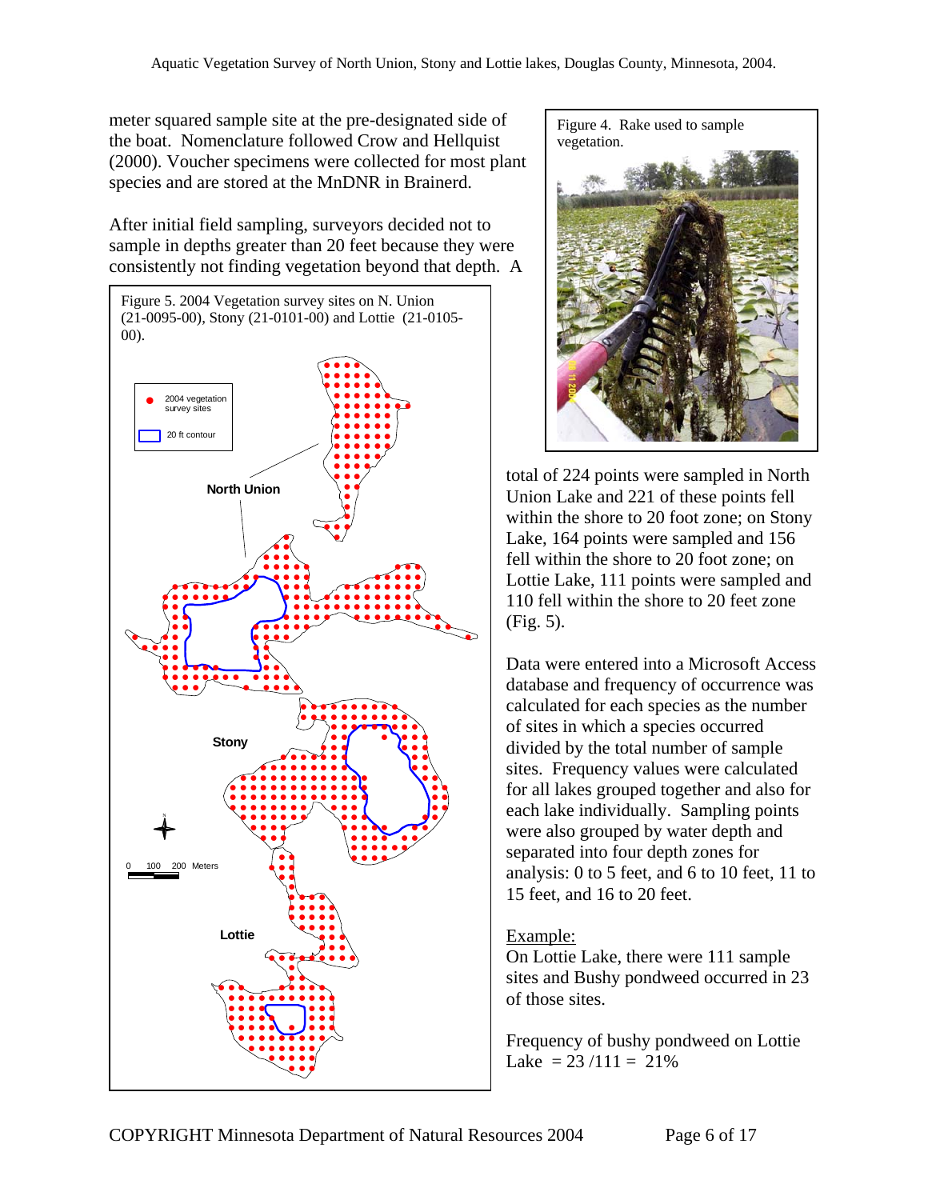meter squared sample site at the pre-designated side of the boat. Nomenclature followed Crow and Hellquist (2000). Voucher specimens were collected for most plant species and are stored at the MnDNR in Brainerd.

After initial field sampling, surveyors decided not to sample in depths greater than 20 feet because they were consistently not finding vegetation beyond that depth. A total of 224 points were sampled in North Union Lake and 221 of these points fell within the shore to 20 foot zone; on Stony Lake, 164 points were sampled and 156 fell within the shore to 20 foot zone; on Lottie Lake, 111 points were sampled and 110 fell within the shore to 20 feet zone (Fig. 5).

Figure 4. Rake used to sample vegetation.

Figure 5. 2004 Vegetation survey sites on N. Union (21-0095-00), Stony (21-0101-00) and Lottie (21-0105-00).

Data were entered into a Microsoft Access database and frequency of occurrence was calculated for each species as the number of sites in which a species occurred divided by the total number of sample sites. Frequency values were calculated for all lakes grouped together and also for each lake individually. Sampling points were also grouped by water depth and separated into four depth zones for analysis: 0 to 5 feet, and 6 to 10 feet, 11 to 15 feet, and 16 to 20 feet.

Example:
On Lottie Lake, there were 111 sample sites and Bushy pondweed occurred in 23 of those sites.

Frequency of bushy pondweed on Lottie Lake = 23 /111 = 21%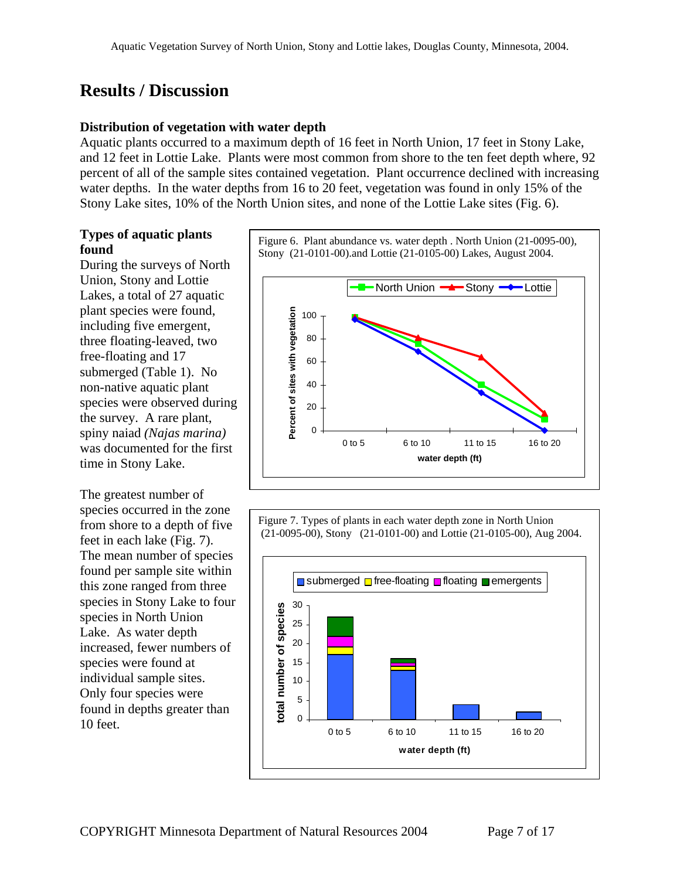# Results / Discussion

### Distribution of vegetation with water depth

Aquatic plants occurred to a maximum depth of 16 feet in North Union, 17 feet in Stony Lake, and 12 feet in Lottie Lake. Plants were most common from shore to the ten feet depth where, 92 percent of all of the sample sites contained vegetation. Plant occurrence declined with increasing water depths. In the water depths from 16 to 20 feet, vegetation was found in only 15% of the Stony Lake sites, 10% of the North Union sites, and none of the Lottie Lake sites (Fig. 6).

### Types of aquatic plants found

During the surveys of North Union, Stony and Lottie Lakes, a total of 27 aquatic plant species were found, including five emergent, three floating-leaved, two free-floating and 17 submerged (Table 1). No non-native aquatic plant species were observed during the survey. A rare plant, spiny naiad *(Najas marina)* was documented for the first time in Stony Lake.

The greatest number of species occurred in the zone from shore to a depth of five feet in each lake (Fig. 7). The mean number of species found per sample site within this zone ranged from three species in Stony Lake to four species in North Union Lake. As water depth increased, fewer numbers of species were found at individual sample sites. Only four species were found in depths greater than 10 feet.

Figure 6. Plant abundance vs. water depth . North Union (21-0095-00), Stony (21-0101-00).and Lottie (21-0105-00) Lakes, August 2004.

Figure 7. Types of plants in each water depth zone in North Union (21-0095-00), Stony (21-0101-00) and Lottie (21-0105-00), Aug 2004.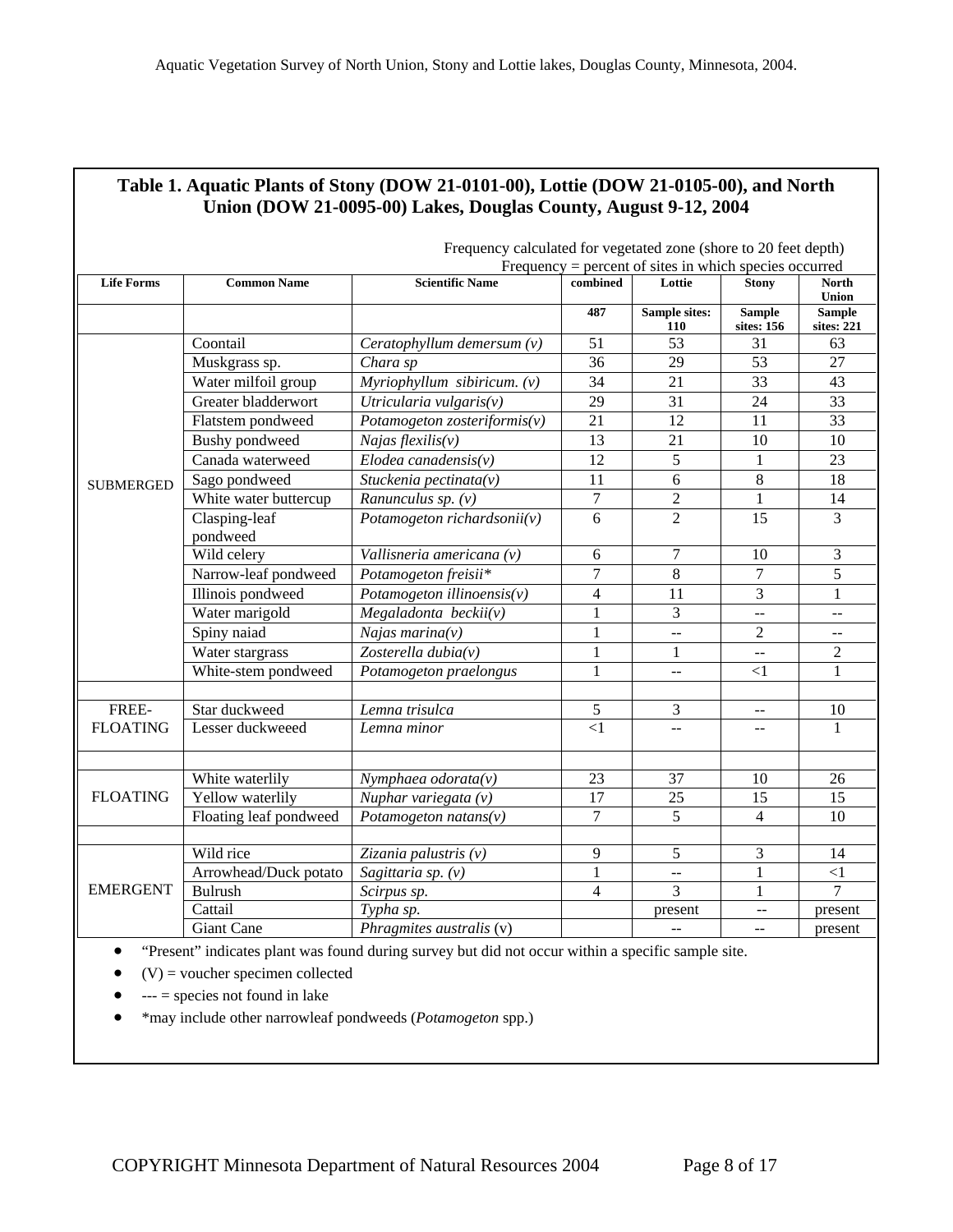## Table 1. Aquatic Plants of Stony (DOW 21-0101-00), Lottie (DOW 21-0105-00), and North Union (DOW 21-0095-00) Lakes, Douglas County, August 9-12, 2004

Frequency calculated for vegetated zone (shore to 20 feet depth)
Frequency = percent of sites in which species occurred

| Life Forms | Common Name | Scientific Name | combined | Lottie | Stony | North Union |
|---|---|---|---|---|---|---|
| | | | 487 | Sample sites: 110 | Sample sites: 156 | Sample sites: 221 |
| SUBMERGED | Coontail | *Ceratophyllum demersum (v)* | 51 | 53 | 31 | 63 |
| | Muskgrass sp. | *Chara sp* | 36 | 29 | 53 | 27 |
| | Water milfoil group | *Myriophyllum sibiricum. (v)* | 34 | 21 | 33 | 43 |
| | Greater bladderwort | *Utricularia vulgaris(v)* | 29 | 31 | 24 | 33 |
| | Flatstem pondweed | *Potamogeton zosteriformis(v)* | 21 | 12 | 11 | 33 |
| | Bushy pondweed | *Najas flexilis(v)* | 13 | 21 | 10 | 10 |
| | Canada waterweed | *Elodea canadensis(v)* | 12 | 5 | 1 | 23 |
| | Sago pondweed | *Stuckenia pectinata(v)* | 11 | 6 | 8 | 18 |
| | White water buttercup | *Ranunculus sp. (v)* | 7 | 2 | 1 | 14 |
| | Clasping-leaf pondweed | *Potamogeton richardsonii(v)* | 6 | 2 | 15 | 3 |
| | Wild celery | *Vallisneria americana (v)* | 6 | 7 | 10 | 3 |
| | Narrow-leaf pondweed | *Potamogeton freisii\** | 7 | 8 | 7 | 5 |
| | Illinois pondweed | *Potamogeton illinoensis(v)* | 4 | 11 | 3 | 1 |
| | Water marigold | *Megaladonta beckii(v)* | 1 | 3 | -- | -- |
| | Spiny naiad | *Najas marina(v)* | 1 | -- | 2 | -- |
| | Water stargrass | *Zosterella dubia(v)* | 1 | 1 | -- | 2 |
| | White-stem pondweed | *Potamogeton praelongus* | 1 | -- | <1 | 1 |
| | | | | | | |
| FREE-FLOATING | Star duckweed | *Lemna trisulca* | 5 | 3 | -- | 10 |
| | Lesser duckweeed | *Lemna minor* | <1 | -- | -- | 1 |
| | | | | | | |
| FLOATING | White waterlily | *Nymphaea odorata(v)* | 23 | 37 | 10 | 26 |
| | Yellow waterlily | *Nuphar variegata (v)* | 17 | 25 | 15 | 15 |
| | Floating leaf pondweed | *Potamogeton natans(v)* | 7 | 5 | 4 | 10 |
| | | | | | | |
| EMERGENT | Wild rice | *Zizania palustris (v)* | 9 | 5 | 3 | 14 |
| | Arrowhead/Duck potato | *Sagittaria sp. (v)* | 1 | -- | 1 | <1 |
| | Bulrush | *Scirpus sp.* | 4 | 3 | 1 | 7 |
| | Cattail | *Typha sp.* | | present | -- | present |
| | Giant Cane | *Phragmites australis* (v) | | -- | -- | present |

- "Present" indicates plant was found during survey but did not occur within a specific sample site.
- (V) = voucher specimen collected
- --- = species not found in lake
- *may include other narrowleaf pondweeds (*Potamogeton* spp.)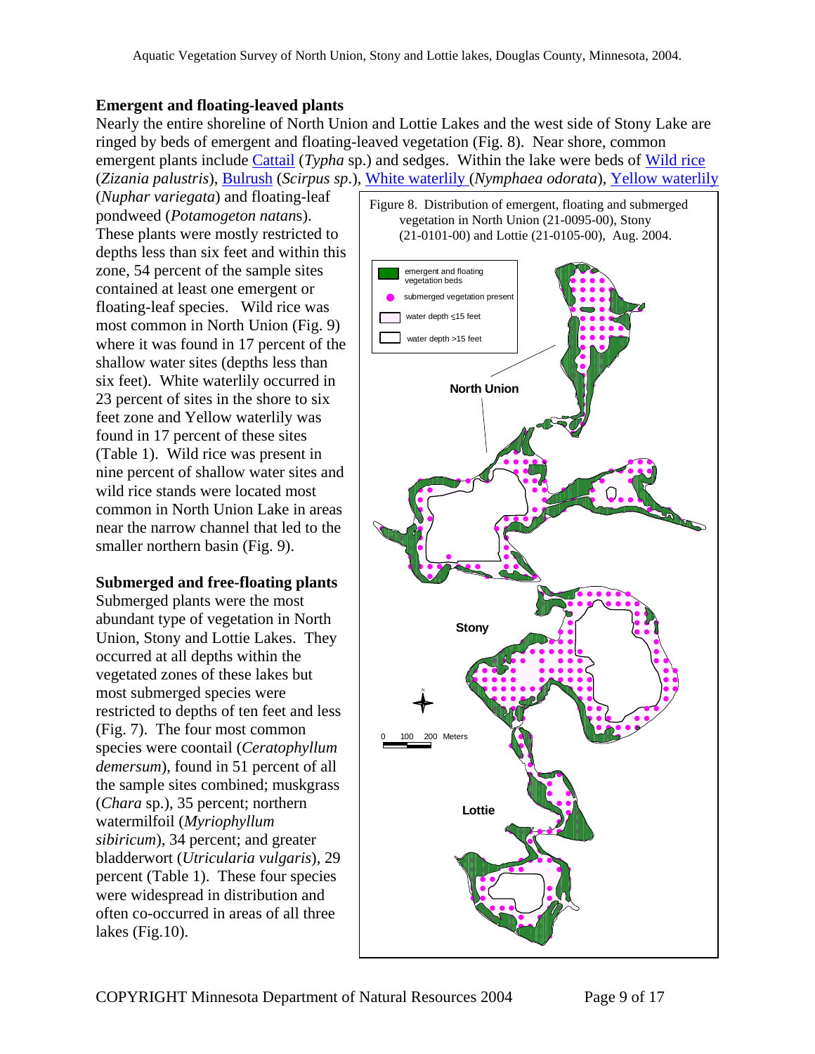## Emergent and floating-leaved plants

Nearly the entire shoreline of North Union and Lottie Lakes and the west side of Stony Lake are ringed by beds of emergent and floating-leaved vegetation (Fig. 8). Near shore, common emergent plants include Cattail (*Typha* sp.) and sedges. Within the lake were beds of Wild rice (*Zizania palustris*), Bulrush (*Scirpus sp*.), White waterlily (*Nymphaea odorata*), Yellow waterlily (*Nuphar variegata*) and floating-leaf pondweed (*Potamogeton natans*). These plants were mostly restricted to depths less than six feet and within this zone, 54 percent of the sample sites contained at least one emergent or floating-leaf species. Wild rice was most common in North Union (Fig. 9) where it was found in 17 percent of the shallow water sites (depths less than six feet). White waterlily occurred in 23 percent of sites in the shore to six feet zone and Yellow waterlily was found in 17 percent of these sites (Table 1). Wild rice was present in nine percent of shallow water sites and wild rice stands were located most common in North Union Lake in areas near the narrow channel that led to the smaller northern basin (Fig. 9).

Figure 8. Distribution of emergent, floating and submerged vegetation in North Union (21-0095-00), Stony (21-0101-00) and Lottie (21-0105-00), Aug. 2004.

## Submerged and free-floating plants

Submerged plants were the most abundant type of vegetation in North Union, Stony and Lottie Lakes. They occurred at all depths within the vegetated zones of these lakes but most submerged species were restricted to depths of ten feet and less (Fig. 7). The four most common species were coontail (*Ceratophyllum demersum*), found in 51 percent of all the sample sites combined; muskgrass (*Chara* sp.), 35 percent; northern watermilfoil (*Myriophyllum sibiricum*), 34 percent; and greater bladderwort (*Utricularia vulgaris*), 29 percent (Table 1). These four species were widespread in distribution and often co-occurred in areas of all three lakes (Fig.10).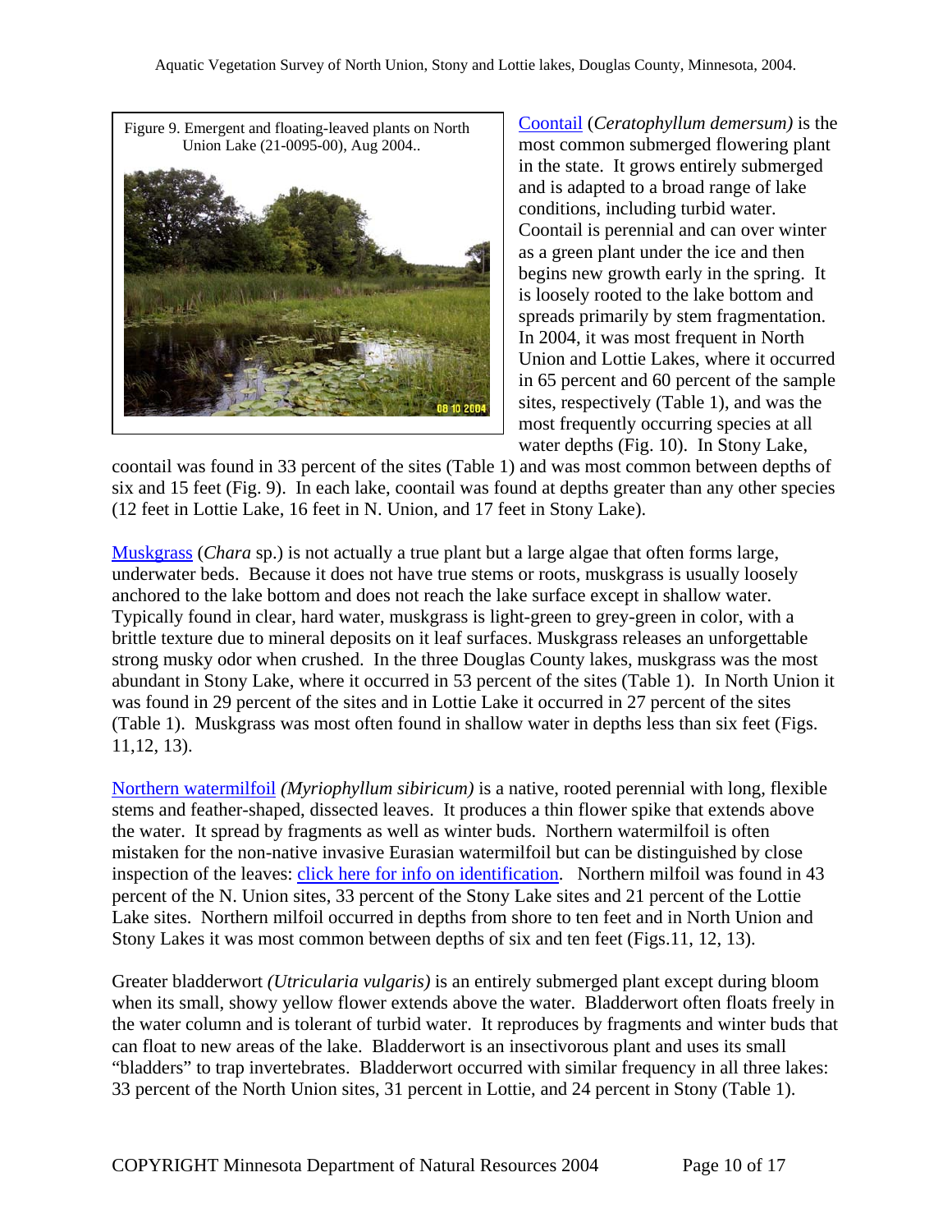Figure 9. Emergent and floating-leaved plants on North Union Lake (21-0095-00), Aug 2004..

Coontail (*Ceratophyllum demersum)* is the most common submerged flowering plant in the state. It grows entirely submerged and is adapted to a broad range of lake conditions, including turbid water. Coontail is perennial and can over winter as a green plant under the ice and then begins new growth early in the spring. It is loosely rooted to the lake bottom and spreads primarily by stem fragmentation. In 2004, it was most frequent in North Union and Lottie Lakes, where it occurred in 65 percent and 60 percent of the sample sites, respectively (Table 1), and was the most frequently occurring species at all water depths (Fig. 10). In Stony Lake, coontail was found in 33 percent of the sites (Table 1) and was most common between depths of six and 15 feet (Fig. 9). In each lake, coontail was found at depths greater than any other species (12 feet in Lottie Lake, 16 feet in N. Union, and 17 feet in Stony Lake).

Muskgrass (*Chara* sp.) is not actually a true plant but a large algae that often forms large, underwater beds. Because it does not have true stems or roots, muskgrass is usually loosely anchored to the lake bottom and does not reach the lake surface except in shallow water. Typically found in clear, hard water, muskgrass is light-green to grey-green in color, with a brittle texture due to mineral deposits on it leaf surfaces. Muskgrass releases an unforgettable strong musky odor when crushed. In the three Douglas County lakes, muskgrass was the most abundant in Stony Lake, where it occurred in 53 percent of the sites (Table 1). In North Union it was found in 29 percent of the sites and in Lottie Lake it occurred in 27 percent of the sites (Table 1). Muskgrass was most often found in shallow water in depths less than six feet (Figs. 11,12, 13).

Northern watermilfoil *(Myriophyllum sibiricum)* is a native, rooted perennial with long, flexible stems and feather-shaped, dissected leaves. It produces a thin flower spike that extends above the water. It spread by fragments as well as winter buds. Northern watermilfoil is often mistaken for the non-native invasive Eurasian watermilfoil but can be distinguished by close inspection of the leaves: click here for info on identification. Northern milfoil was found in 43 percent of the N. Union sites, 33 percent of the Stony Lake sites and 21 percent of the Lottie Lake sites. Northern milfoil occurred in depths from shore to ten feet and in North Union and Stony Lakes it was most common between depths of six and ten feet (Figs.11, 12, 13).

Greater bladderwort *(Utricularia vulgaris)* is an entirely submerged plant except during bloom when its small, showy yellow flower extends above the water. Bladderwort often floats freely in the water column and is tolerant of turbid water. It reproduces by fragments and winter buds that can float to new areas of the lake. Bladderwort is an insectivorous plant and uses its small "bladders" to trap invertebrates. Bladderwort occurred with similar frequency in all three lakes: 33 percent of the North Union sites, 31 percent in Lottie, and 24 percent in Stony (Table 1).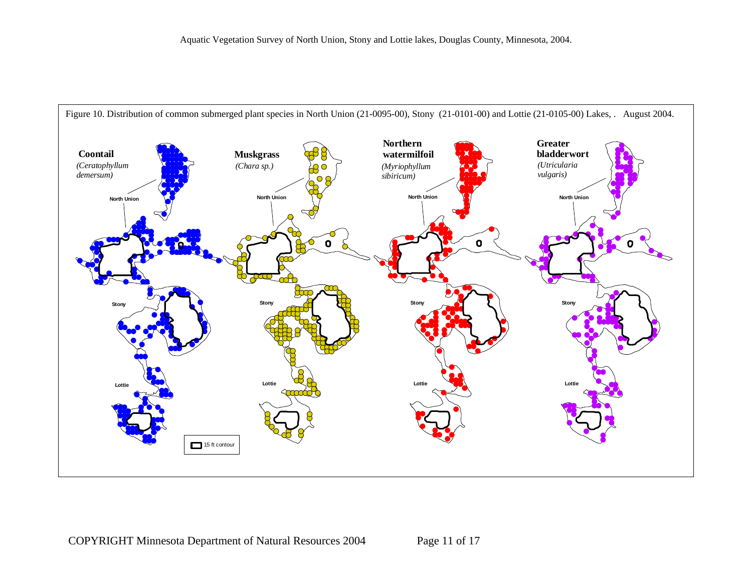Figure 10. Distribution of common submerged plant species in North Union (21-0095-00), Stony (21-0101-00) and Lottie (21-0105-00) Lakes, . August 2004.

**Coontail**
*(Ceratophyllum demersum)*

**Muskgrass**
*(Chara sp.)*

**Northern watermilfoil**
*(Myriophyllum sibiricum)*

**Greater bladderwort**
*(Utricularia vulgaris)*

North Union

Stony

Lottie

15 ft contour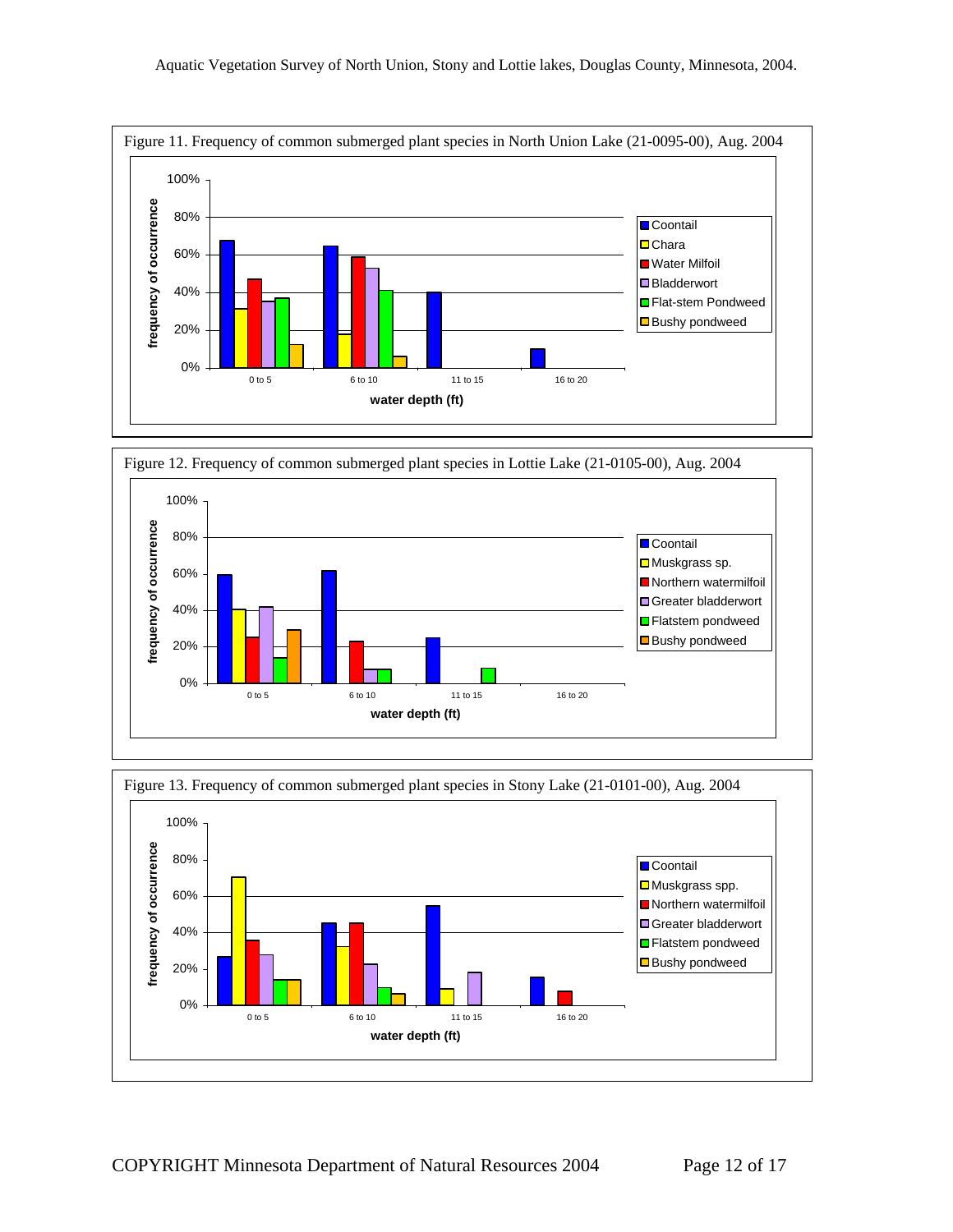Figure 11. Frequency of common submerged plant species in North Union Lake (21-0095-00), Aug. 2004

Figure 12. Frequency of common submerged plant species in Lottie Lake (21-0105-00), Aug. 2004

Figure 13. Frequency of common submerged plant species in Stony Lake (21-0101-00), Aug. 2004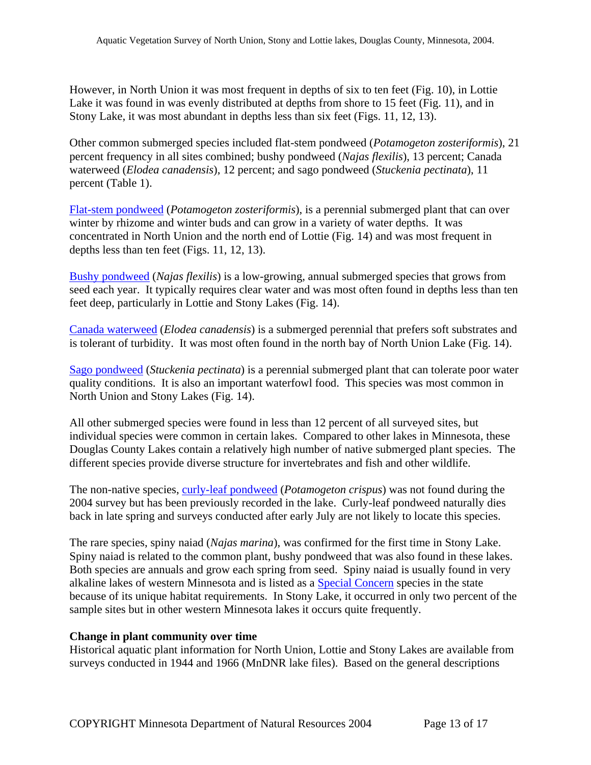However, in North Union it was most frequent in depths of six to ten feet (Fig. 10), in Lottie Lake it was found in was evenly distributed at depths from shore to 15 feet (Fig. 11), and in Stony Lake, it was most abundant in depths less than six feet (Figs. 11, 12, 13).

Other common submerged species included flat-stem pondweed (*Potamogeton zosteriformis*), 21 percent frequency in all sites combined; bushy pondweed (*Najas flexilis*), 13 percent; Canada waterweed (*Elodea canadensis*), 12 percent; and sago pondweed (*Stuckenia pectinata*), 11 percent (Table 1).

Flat-stem pondweed (*Potamogeton zosteriformis*), is a perennial submerged plant that can over winter by rhizome and winter buds and can grow in a variety of water depths. It was concentrated in North Union and the north end of Lottie (Fig. 14) and was most frequent in depths less than ten feet (Figs. 11, 12, 13).

Bushy pondweed (*Najas flexilis*) is a low-growing, annual submerged species that grows from seed each year. It typically requires clear water and was most often found in depths less than ten feet deep, particularly in Lottie and Stony Lakes (Fig. 14).

Canada waterweed (*Elodea canadensis*) is a submerged perennial that prefers soft substrates and is tolerant of turbidity. It was most often found in the north bay of North Union Lake (Fig. 14).

Sago pondweed (*Stuckenia pectinata*) is a perennial submerged plant that can tolerate poor water quality conditions. It is also an important waterfowl food. This species was most common in North Union and Stony Lakes (Fig. 14).

All other submerged species were found in less than 12 percent of all surveyed sites, but individual species were common in certain lakes. Compared to other lakes in Minnesota, these Douglas County Lakes contain a relatively high number of native submerged plant species. The different species provide diverse structure for invertebrates and fish and other wildlife.

The non-native species, curly-leaf pondweed (*Potamogeton crispus*) was not found during the 2004 survey but has been previously recorded in the lake. Curly-leaf pondweed naturally dies back in late spring and surveys conducted after early July are not likely to locate this species.

The rare species, spiny naiad (*Najas marina*), was confirmed for the first time in Stony Lake. Spiny naiad is related to the common plant, bushy pondweed that was also found in these lakes. Both species are annuals and grow each spring from seed. Spiny naiad is usually found in very alkaline lakes of western Minnesota and is listed as a Special Concern species in the state because of its unique habitat requirements. In Stony Lake, it occurred in only two percent of the sample sites but in other western Minnesota lakes it occurs quite frequently.

**Change in plant community over time**

Historical aquatic plant information for North Union, Lottie and Stony Lakes are available from surveys conducted in 1944 and 1966 (MnDNR lake files). Based on the general descriptions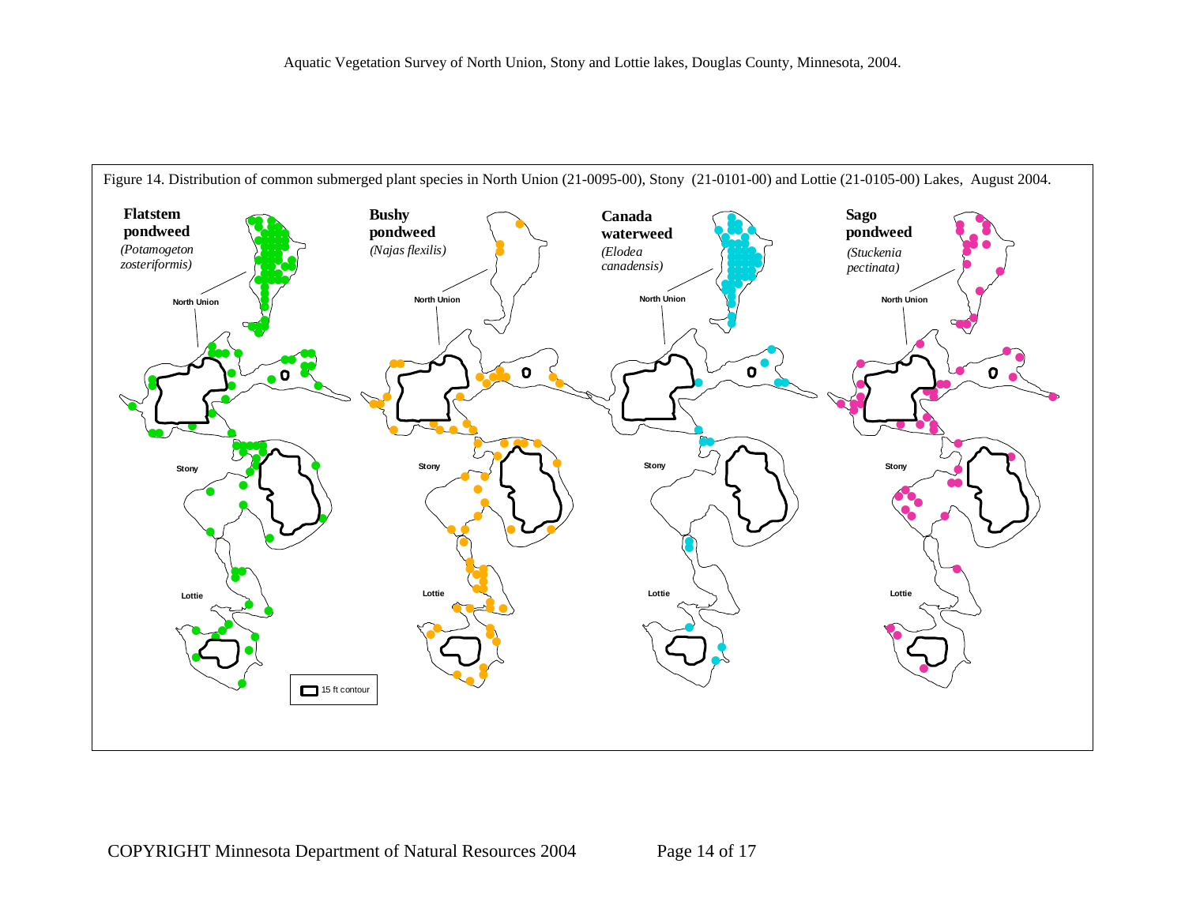Figure 14. Distribution of common submerged plant species in North Union (21-0095-00), Stony (21-0101-00) and Lottie (21-0105-00) Lakes, August 2004.

**Flatstem pondweed**
*(Potamogeton zosteriformis)*

**Bushy pondweed**
*(Najas flexilis)*

**Canada waterweed**
*(Elodea canadensis)*

**Sago pondweed**
*(Stuckenia pectinata)*

North Union

Stony

Lottie

15 ft contour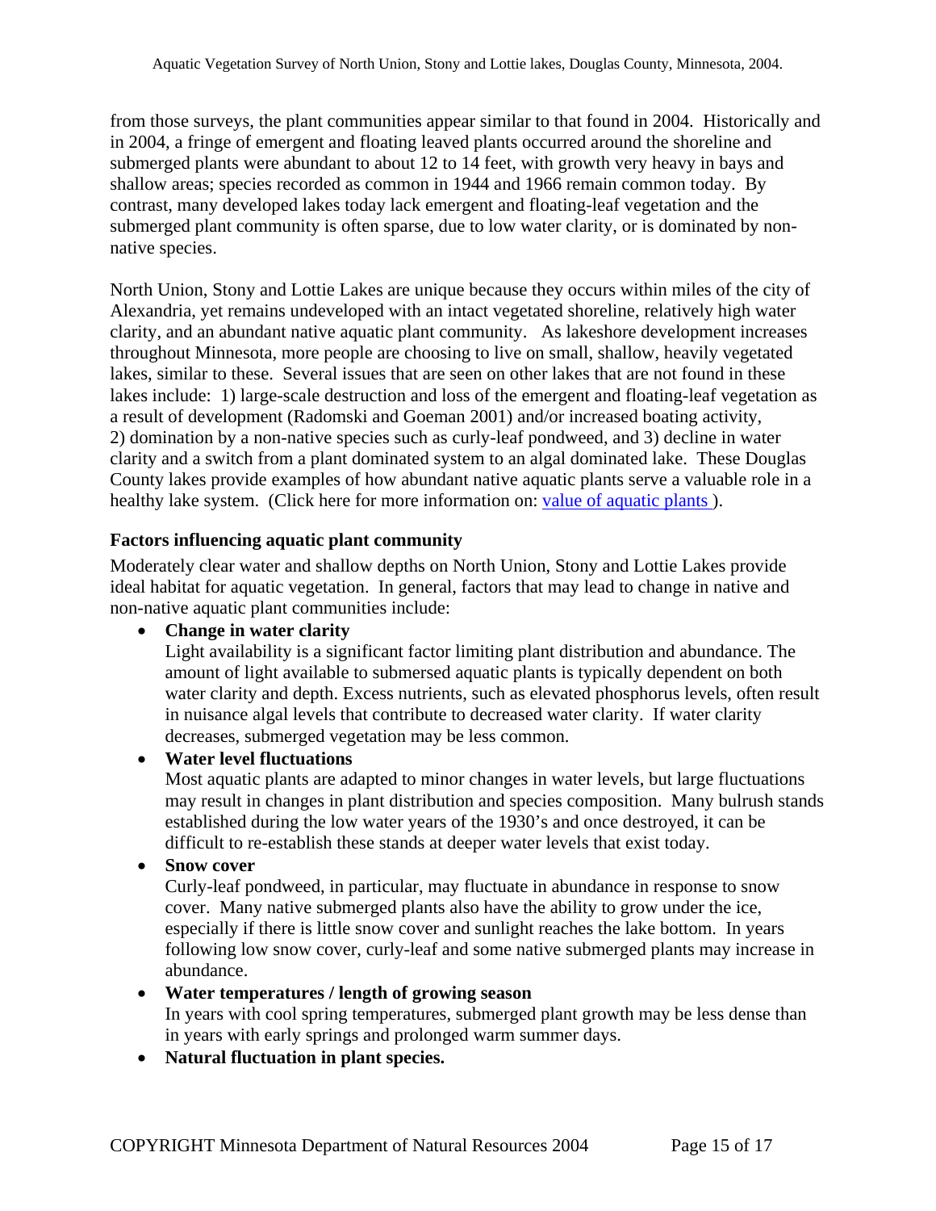from those surveys, the plant communities appear similar to that found in 2004. Historically and in 2004, a fringe of emergent and floating leaved plants occurred around the shoreline and submerged plants were abundant to about 12 to 14 feet, with growth very heavy in bays and shallow areas; species recorded as common in 1944 and 1966 remain common today. By contrast, many developed lakes today lack emergent and floating-leaf vegetation and the submerged plant community is often sparse, due to low water clarity, or is dominated by non-native species.

North Union, Stony and Lottie Lakes are unique because they occurs within miles of the city of Alexandria, yet remains undeveloped with an intact vegetated shoreline, relatively high water clarity, and an abundant native aquatic plant community. As lakeshore development increases throughout Minnesota, more people are choosing to live on small, shallow, heavily vegetated lakes, similar to these. Several issues that are seen on other lakes that are not found in these lakes include: 1) large-scale destruction and loss of the emergent and floating-leaf vegetation as a result of development (Radomski and Goeman 2001) and/or increased boating activity, 2) domination by a non-native species such as curly-leaf pondweed, and 3) decline in water clarity and a switch from a plant dominated system to an algal dominated lake. These Douglas County lakes provide examples of how abundant native aquatic plants serve a valuable role in a healthy lake system. (Click here for more information on: value of aquatic plants ).

### Factors influencing aquatic plant community

Moderately clear water and shallow depths on North Union, Stony and Lottie Lakes provide ideal habitat for aquatic vegetation. In general, factors that may lead to change in native and non-native aquatic plant communities include:

- **Change in water clarity**
  Light availability is a significant factor limiting plant distribution and abundance. The amount of light available to submersed aquatic plants is typically dependent on both water clarity and depth. Excess nutrients, such as elevated phosphorus levels, often result in nuisance algal levels that contribute to decreased water clarity. If water clarity decreases, submerged vegetation may be less common.
- **Water level fluctuations**
  Most aquatic plants are adapted to minor changes in water levels, but large fluctuations may result in changes in plant distribution and species composition. Many bulrush stands established during the low water years of the 1930's and once destroyed, it can be difficult to re-establish these stands at deeper water levels that exist today.
- **Snow cover**
  Curly-leaf pondweed, in particular, may fluctuate in abundance in response to snow cover. Many native submerged plants also have the ability to grow under the ice, especially if there is little snow cover and sunlight reaches the lake bottom. In years following low snow cover, curly-leaf and some native submerged plants may increase in abundance.
- **Water temperatures / length of growing season**
  In years with cool spring temperatures, submerged plant growth may be less dense than in years with early springs and prolonged warm summer days.
- **Natural fluctuation in plant species.**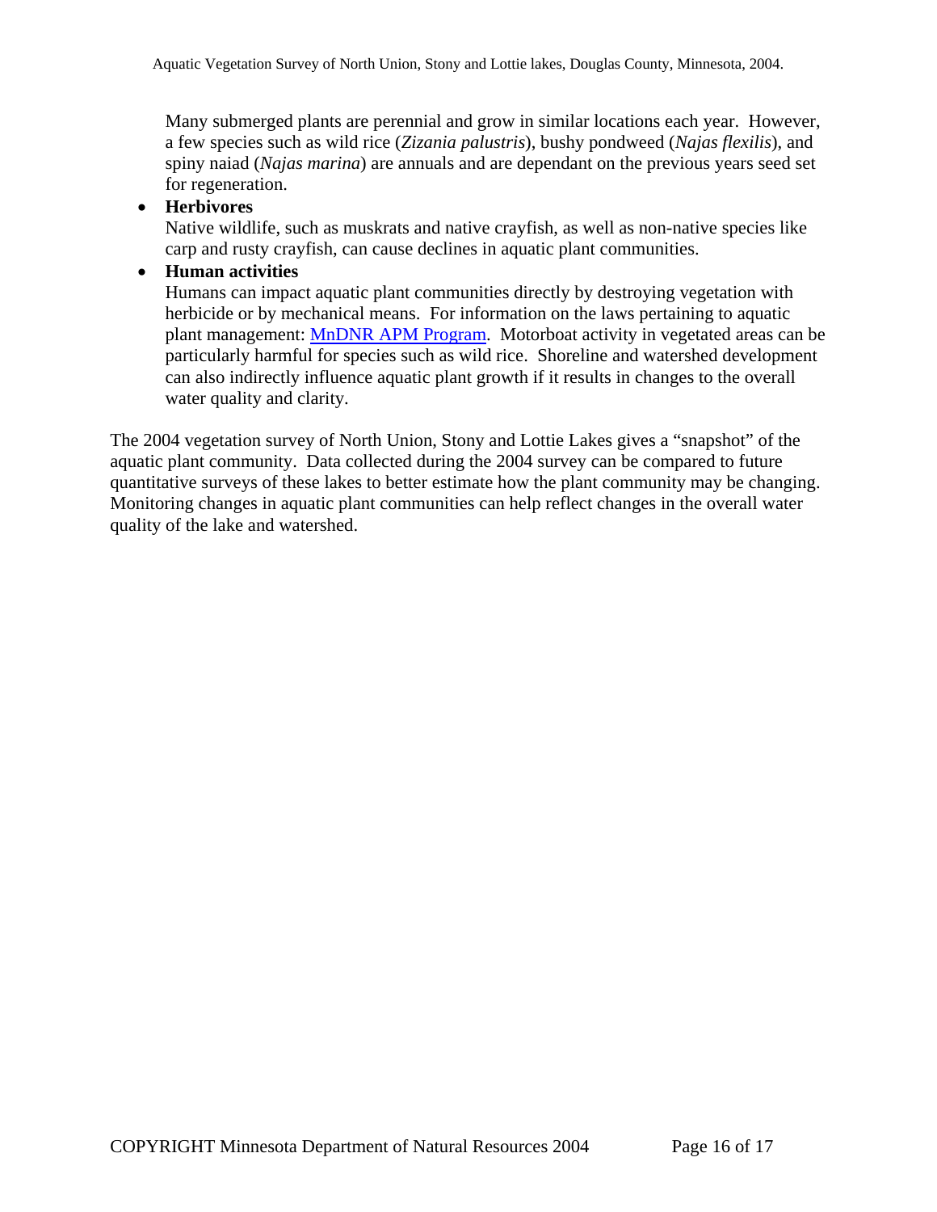Many submerged plants are perennial and grow in similar locations each year. However, a few species such as wild rice (*Zizania palustris*), bushy pondweed (*Najas flexilis*), and spiny naiad (*Najas marina*) are annuals and are dependant on the previous years seed set for regeneration.

- **Herbivores**
  Native wildlife, such as muskrats and native crayfish, as well as non-native species like carp and rusty crayfish, can cause declines in aquatic plant communities.
- **Human activities**
  Humans can impact aquatic plant communities directly by destroying vegetation with herbicide or by mechanical means. For information on the laws pertaining to aquatic plant management: MnDNR APM Program. Motorboat activity in vegetated areas can be particularly harmful for species such as wild rice. Shoreline and watershed development can also indirectly influence aquatic plant growth if it results in changes to the overall water quality and clarity.

The 2004 vegetation survey of North Union, Stony and Lottie Lakes gives a "snapshot" of the aquatic plant community. Data collected during the 2004 survey can be compared to future quantitative surveys of these lakes to better estimate how the plant community may be changing. Monitoring changes in aquatic plant communities can help reflect changes in the overall water quality of the lake and watershed.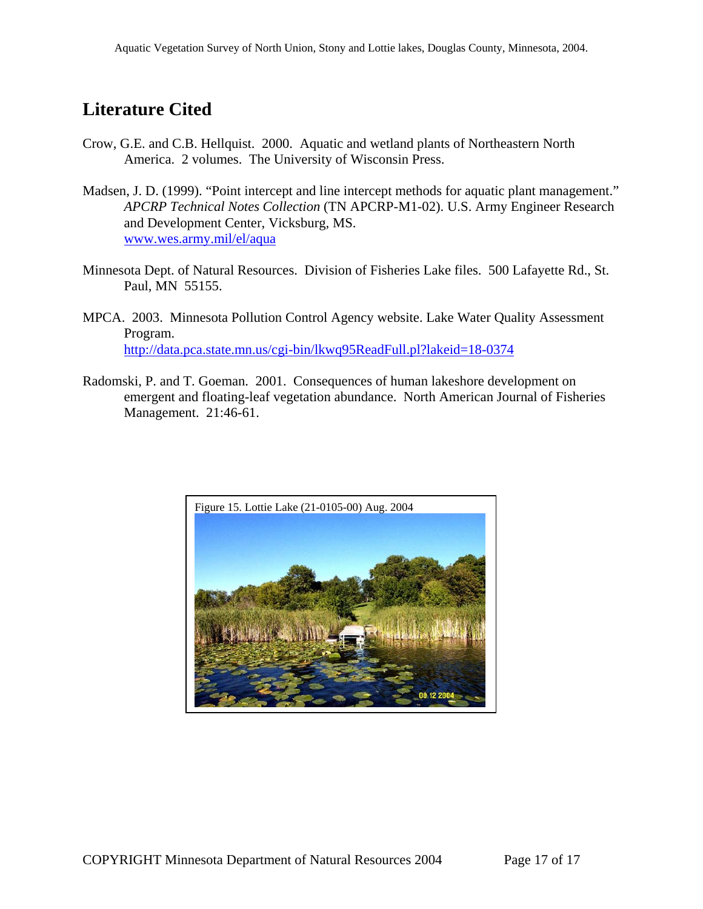# Literature Cited

Crow, G.E. and C.B. Hellquist. 2000. Aquatic and wetland plants of Northeastern North America. 2 volumes. The University of Wisconsin Press.

Madsen, J. D. (1999). "Point intercept and line intercept methods for aquatic plant management." *APCRP Technical Notes Collection* (TN APCRP-M1-02). U.S. Army Engineer Research and Development Center, Vicksburg, MS. [www.wes.army.mil/el/aqua](www.wes.army.mil/el/aqua)

Minnesota Dept. of Natural Resources. Division of Fisheries Lake files. 500 Lafayette Rd., St. Paul, MN 55155.

MPCA. 2003. Minnesota Pollution Control Agency website. Lake Water Quality Assessment Program. [http://data.pca.state.mn.us/cgi-bin/lkwq95ReadFull.pl?lakeid=18-0374](http://data.pca.state.mn.us/cgi-bin/lkwq95ReadFull.pl?lakeid=18-0374)

Radomski, P. and T. Goeman. 2001. Consequences of human lakeshore development on emergent and floating-leaf vegetation abundance. North American Journal of Fisheries Management. 21:46-61.

Figure 15. Lottie Lake (21-0105-00) Aug. 2004